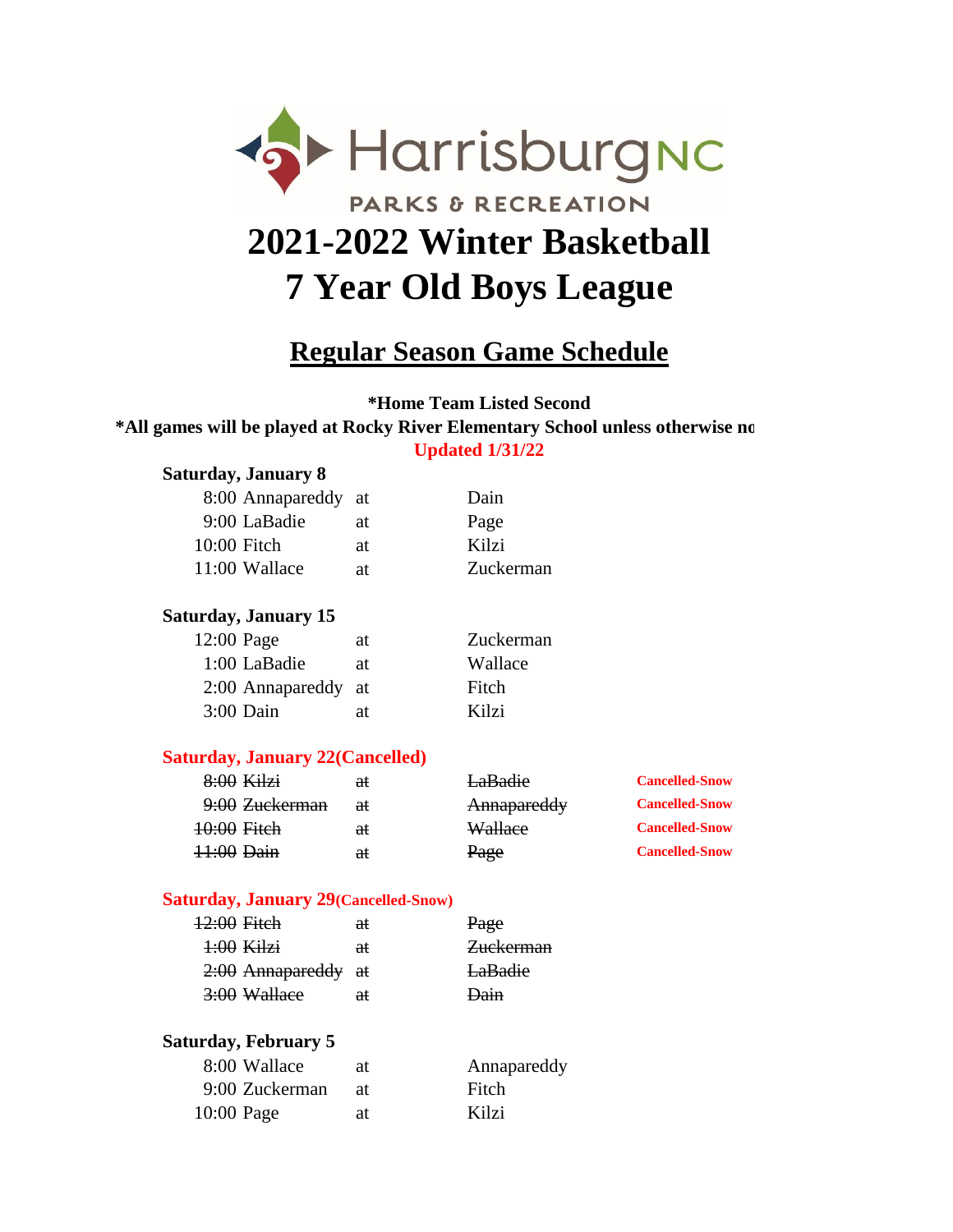HarrisburgNC

PARKS & RECREATION

# 2021-2022 Winter Basketball
# 7 Year Old Boys League

## Regular Season Game Schedule

**\*Home Team Listed Second**

**\*All games will be played at Rocky River Elementary School unless otherwise no**

**Updated 1/31/22**

**Saturday, January 8**

| Time | Visitor | | Home |
|---|---|---|---|
| 8:00 | Annapareddy | at | Dain |
| 9:00 | LaBadie | at | Page |
| 10:00 | Fitch | at | Kilzi |
| 11:00 | Wallace | at | Zuckerman |

**Saturday, January 15**

| Time | Visitor | | Home |
|---|---|---|---|
| 12:00 | Page | at | Zuckerman |
| 1:00 | LaBadie | at | Wallace |
| 2:00 | Annapareddy | at | Fitch |
| 3:00 | Dain | at | Kilzi |

**Saturday, January 22(Cancelled)**

| Time | Visitor | | Home | |
|---|---|---|---|---|
| ~~8:00~~ | ~~Kilzi~~ | ~~at~~ | ~~LaBadie~~ | Cancelled-Snow |
| ~~9:00~~ | ~~Zuckerman~~ | ~~at~~ | ~~Annapareddy~~ | Cancelled-Snow |
| ~~10:00~~ | ~~Fitch~~ | ~~at~~ | ~~Wallace~~ | Cancelled-Snow |
| ~~11:00~~ | ~~Dain~~ | ~~at~~ | ~~Page~~ | Cancelled-Snow |

**Saturday, January 29(Cancelled-Snow)**

| Time | Visitor | | Home |
|---|---|---|---|
| ~~12:00~~ | ~~Fitch~~ | ~~at~~ | ~~Page~~ |
| ~~1:00~~ | ~~Kilzi~~ | ~~at~~ | ~~Zuckerman~~ |
| ~~2:00~~ | ~~Annapareddy~~ | ~~at~~ | ~~LaBadie~~ |
| ~~3:00~~ | ~~Wallace~~ | ~~at~~ | ~~Dain~~ |

**Saturday, February 5**

| Time | Visitor | | Home |
|---|---|---|---|
| 8:00 | Wallace | at | Annapareddy |
| 9:00 | Zuckerman | at | Fitch |
| 10:00 | Page | at | Kilzi |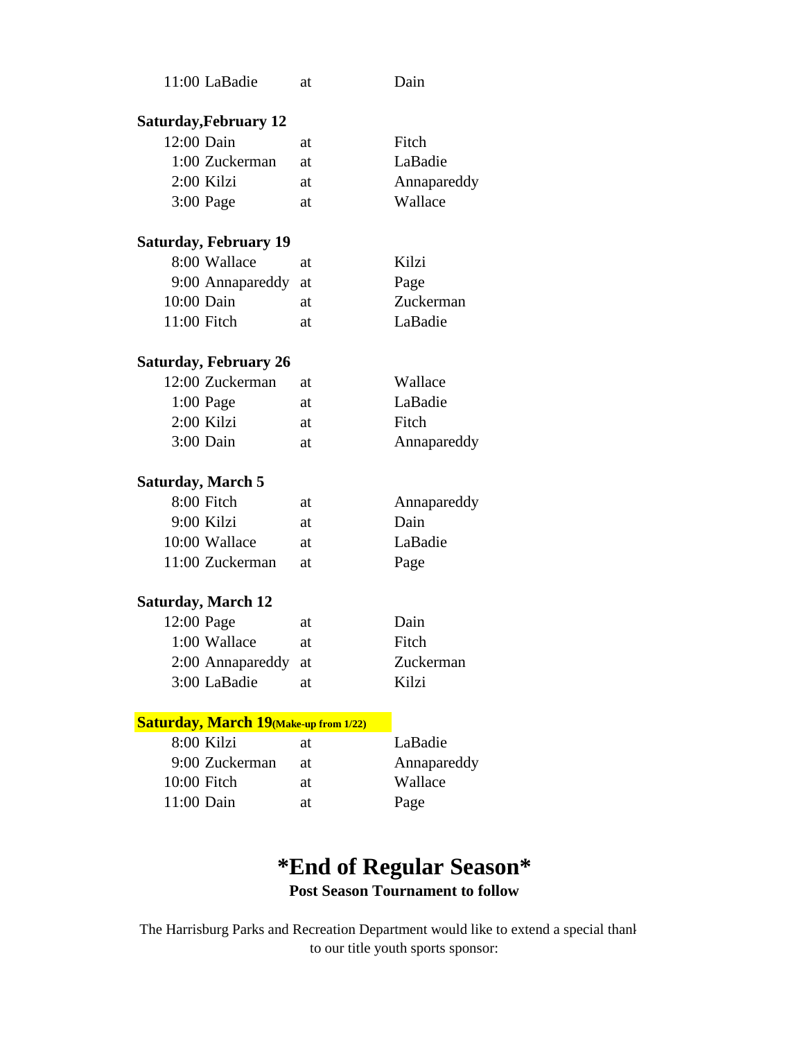11:00 LaBadie at Dain

**Saturday,February 12**

| Time | Team | | Team |
|---|---|---|---|
| 12:00 | Dain | at | Fitch |
| 1:00 | Zuckerman | at | LaBadie |
| 2:00 | Kilzi | at | Annapareddy |
| 3:00 | Page | at | Wallace |

**Saturday, February 19**

| Time | Team | | Team |
|---|---|---|---|
| 8:00 | Wallace | at | Kilzi |
| 9:00 | Annapareddy | at | Page |
| 10:00 | Dain | at | Zuckerman |
| 11:00 | Fitch | at | LaBadie |

**Saturday, February 26**

| Time | Team | | Team |
|---|---|---|---|
| 12:00 | Zuckerman | at | Wallace |
| 1:00 | Page | at | LaBadie |
| 2:00 | Kilzi | at | Fitch |
| 3:00 | Dain | at | Annapareddy |

**Saturday, March 5**

| Time | Team | | Team |
|---|---|---|---|
| 8:00 | Fitch | at | Annapareddy |
| 9:00 | Kilzi | at | Dain |
| 10:00 | Wallace | at | LaBadie |
| 11:00 | Zuckerman | at | Page |

**Saturday, March 12**

| Time | Team | | Team |
|---|---|---|---|
| 12:00 | Page | at | Dain |
| 1:00 | Wallace | at | Fitch |
| 2:00 | Annapareddy | at | Zuckerman |
| 3:00 | LaBadie | at | Kilzi |

**Saturday, March 19(Make-up from 1/22)**

| Time | Team | | Team |
|---|---|---|---|
| 8:00 | Kilzi | at | LaBadie |
| 9:00 | Zuckerman | at | Annapareddy |
| 10:00 | Fitch | at | Wallace |
| 11:00 | Dain | at | Page |

# *End of Regular Season*

**Post Season Tournament to follow**

The Harrisburg Parks and Recreation Department would like to extend a special thank to our title youth sports sponsor: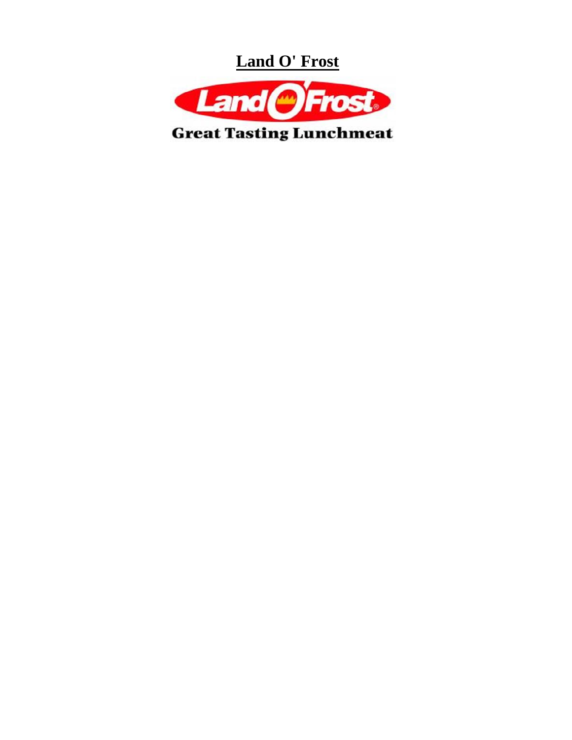**Land O' Frost**

Land O'Frost

Great Tasting Lunchmeat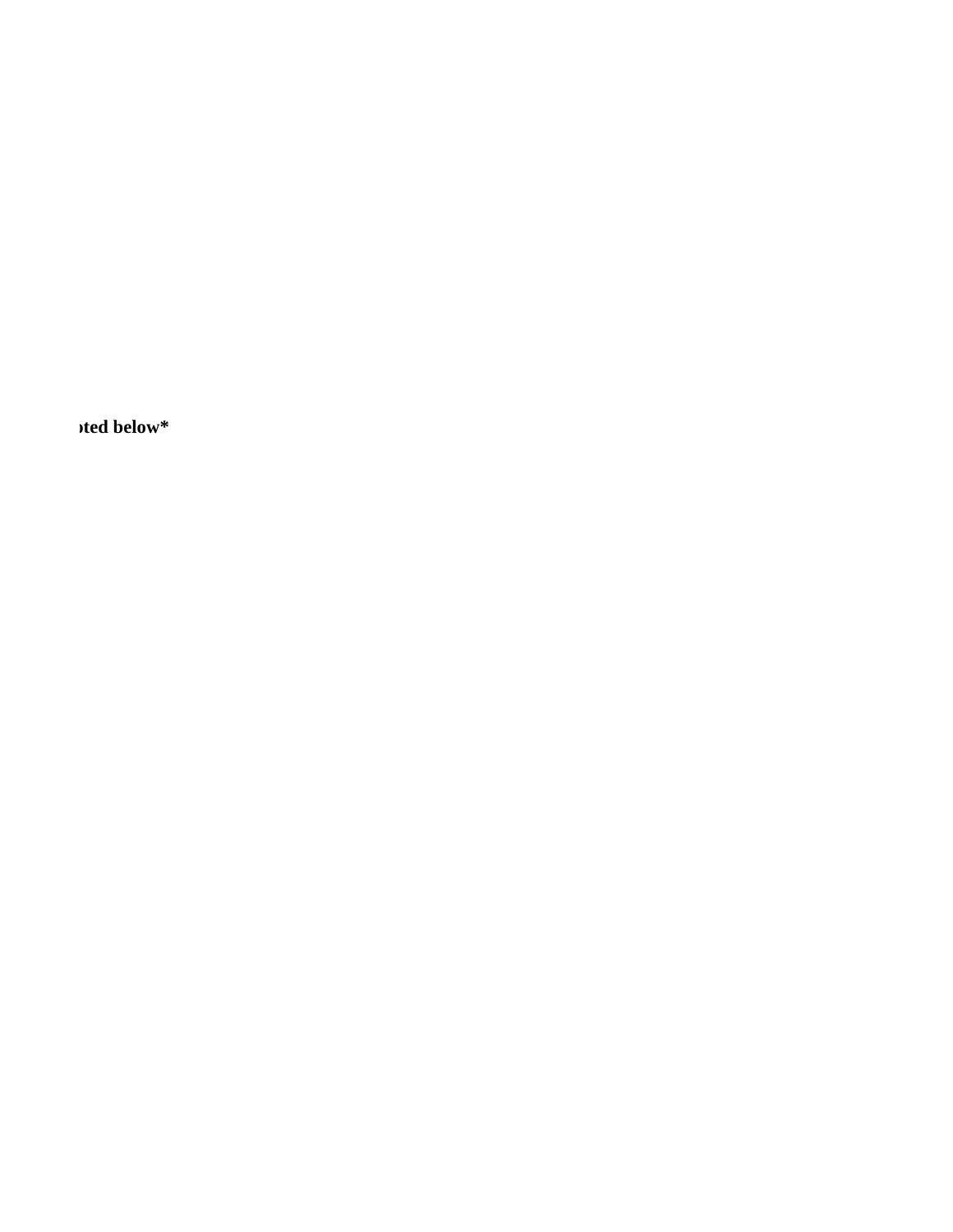**oted below***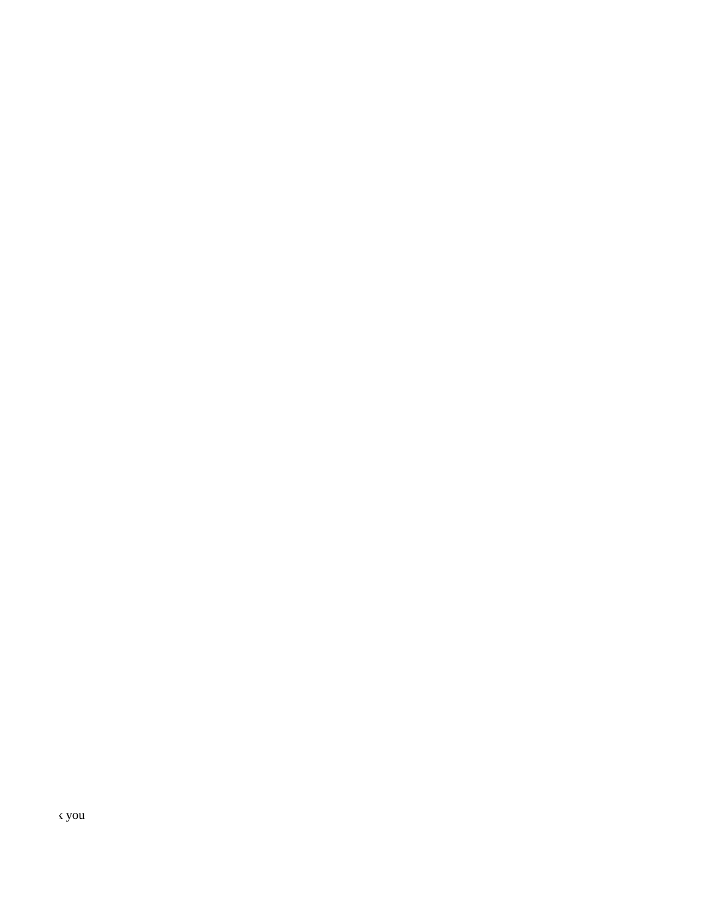‹ you